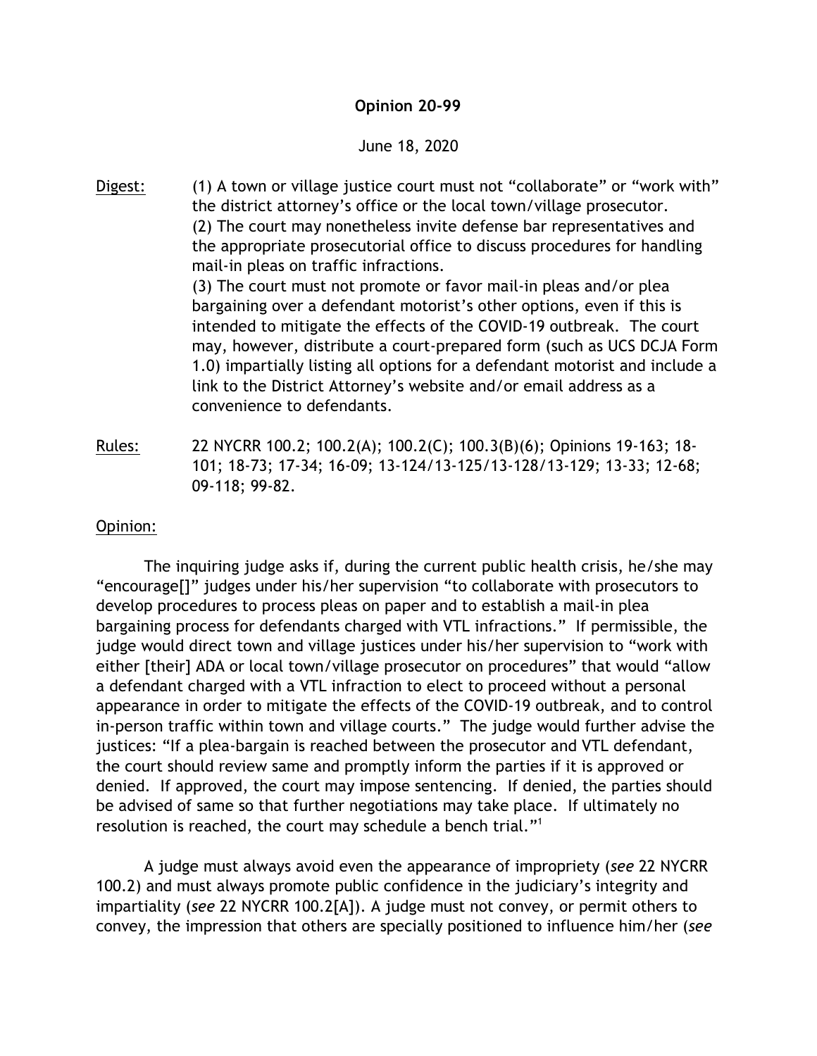# Opinion 20-99

June 18, 2020

Digest: (1) A town or village justice court must not "collaborate" or "work with" the district attorney's office or the local town/village prosecutor.
(2) The court may nonetheless invite defense bar representatives and the appropriate prosecutorial office to discuss procedures for handling mail-in pleas on traffic infractions.
(3) The court must not promote or favor mail-in pleas and/or plea bargaining over a defendant motorist's other options, even if this is intended to mitigate the effects of the COVID-19 outbreak. The court may, however, distribute a court-prepared form (such as UCS DCJA Form 1.0) impartially listing all options for a defendant motorist and include a link to the District Attorney's website and/or email address as a convenience to defendants.

Rules: 22 NYCRR 100.2; 100.2(A); 100.2(C); 100.3(B)(6); Opinions 19-163; 18-101; 18-73; 17-34; 16-09; 13-124/13-125/13-128/13-129; 13-33; 12-68; 09-118; 99-82.

Opinion:

The inquiring judge asks if, during the current public health crisis, he/she may "encourage[]" judges under his/her supervision "to collaborate with prosecutors to develop procedures to process pleas on paper and to establish a mail-in plea bargaining process for defendants charged with VTL infractions." If permissible, the judge would direct town and village justices under his/her supervision to "work with either [their] ADA or local town/village prosecutor on procedures" that would "allow a defendant charged with a VTL infraction to elect to proceed without a personal appearance in order to mitigate the effects of the COVID-19 outbreak, and to control in-person traffic within town and village courts." The judge would further advise the justices: "If a plea-bargain is reached between the prosecutor and VTL defendant, the court should review same and promptly inform the parties if it is approved or denied. If approved, the court may impose sentencing. If denied, the parties should be advised of same so that further negotiations may take place. If ultimately no resolution is reached, the court may schedule a bench trial."[1]

A judge must always avoid even the appearance of impropriety (*see* 22 NYCRR 100.2) and must always promote public confidence in the judiciary's integrity and impartiality (*see* 22 NYCRR 100.2[A]). A judge must not convey, or permit others to convey, the impression that others are specially positioned to influence him/her (*see*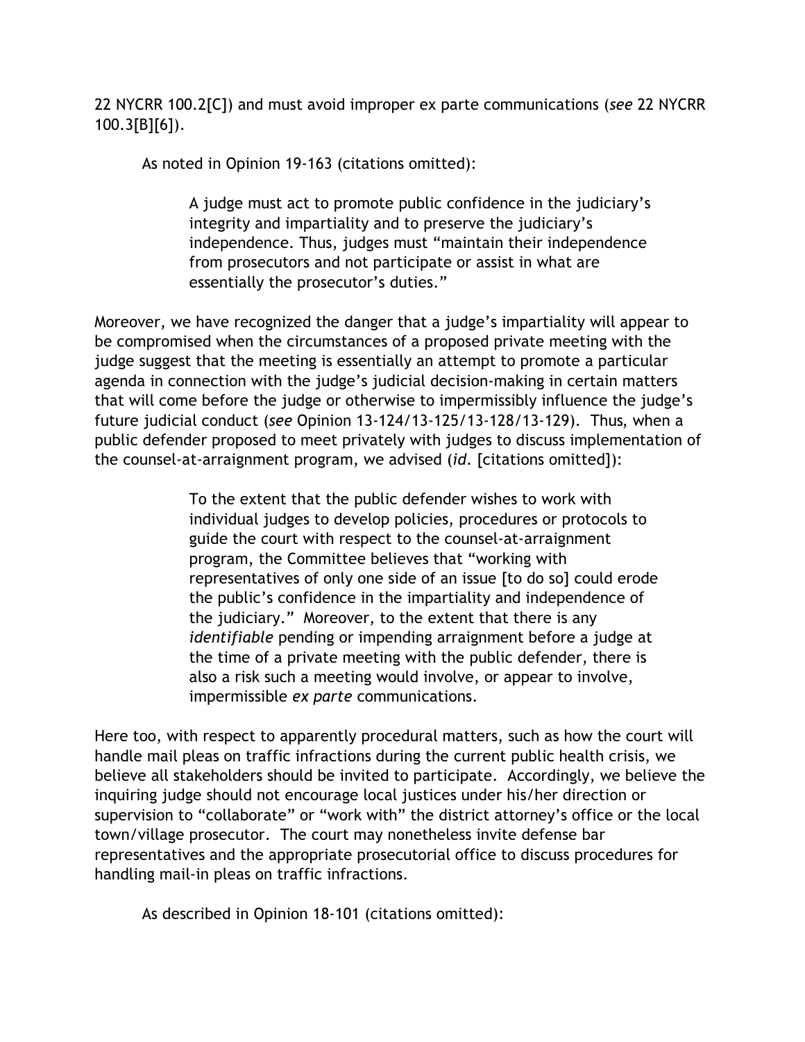22 NYCRR 100.2[C]) and must avoid improper ex parte communications (*see* 22 NYCRR 100.3[B][6]).

As noted in Opinion 19-163 (citations omitted):

> A judge must act to promote public confidence in the judiciary's integrity and impartiality and to preserve the judiciary's independence. Thus, judges must "maintain their independence from prosecutors and not participate or assist in what are essentially the prosecutor's duties."

Moreover, we have recognized the danger that a judge's impartiality will appear to be compromised when the circumstances of a proposed private meeting with the judge suggest that the meeting is essentially an attempt to promote a particular agenda in connection with the judge's judicial decision-making in certain matters that will come before the judge or otherwise to impermissibly influence the judge's future judicial conduct (*see* Opinion 13-124/13-125/13-128/13-129). Thus, when a public defender proposed to meet privately with judges to discuss implementation of the counsel-at-arraignment program, we advised (*id.* [citations omitted]):

> To the extent that the public defender wishes to work with individual judges to develop policies, procedures or protocols to guide the court with respect to the counsel-at-arraignment program, the Committee believes that "working with representatives of only one side of an issue [to do so] could erode the public's confidence in the impartiality and independence of the judiciary." Moreover, to the extent that there is any *identifiable* pending or impending arraignment before a judge at the time of a private meeting with the public defender, there is also a risk such a meeting would involve, or appear to involve, impermissible *ex parte* communications.

Here too, with respect to apparently procedural matters, such as how the court will handle mail pleas on traffic infractions during the current public health crisis, we believe all stakeholders should be invited to participate. Accordingly, we believe the inquiring judge should not encourage local justices under his/her direction or supervision to "collaborate" or "work with" the district attorney's office or the local town/village prosecutor. The court may nonetheless invite defense bar representatives and the appropriate prosecutorial office to discuss procedures for handling mail-in pleas on traffic infractions.

As described in Opinion 18-101 (citations omitted):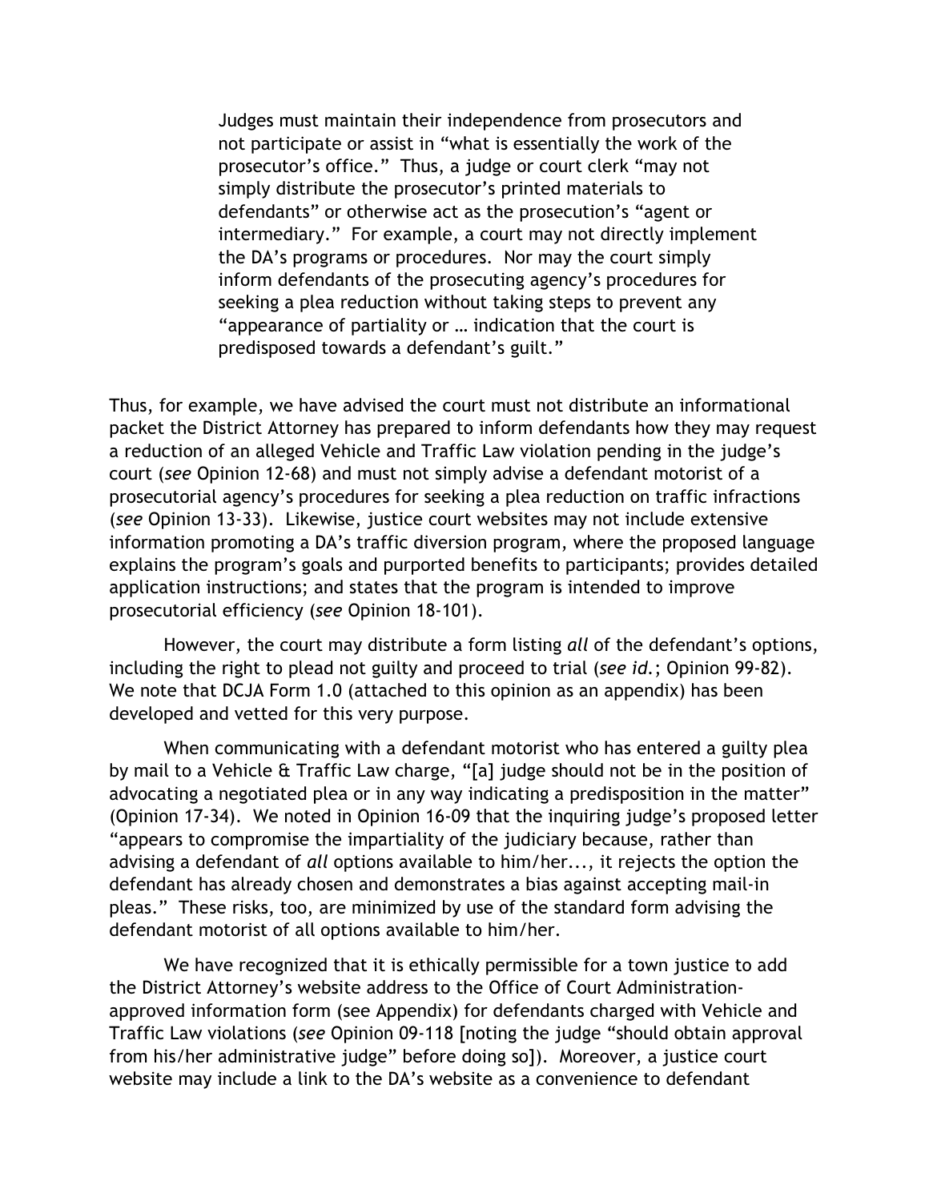> Judges must maintain their independence from prosecutors and not participate or assist in "what is essentially the work of the prosecutor's office." Thus, a judge or court clerk "may not simply distribute the prosecutor's printed materials to defendants" or otherwise act as the prosecution's "agent or intermediary." For example, a court may not directly implement the DA's programs or procedures. Nor may the court simply inform defendants of the prosecuting agency's procedures for seeking a plea reduction without taking steps to prevent any "appearance of partiality or … indication that the court is predisposed towards a defendant's guilt."

Thus, for example, we have advised the court must not distribute an informational packet the District Attorney has prepared to inform defendants how they may request a reduction of an alleged Vehicle and Traffic Law violation pending in the judge's court (*see* Opinion 12-68) and must not simply advise a defendant motorist of a prosecutorial agency's procedures for seeking a plea reduction on traffic infractions (*see* Opinion 13-33). Likewise, justice court websites may not include extensive information promoting a DA's traffic diversion program, where the proposed language explains the program's goals and purported benefits to participants; provides detailed application instructions; and states that the program is intended to improve prosecutorial efficiency (*see* Opinion 18-101).

However, the court may distribute a form listing *all* of the defendant's options, including the right to plead not guilty and proceed to trial (*see id.*; Opinion 99-82). We note that DCJA Form 1.0 (attached to this opinion as an appendix) has been developed and vetted for this very purpose.

When communicating with a defendant motorist who has entered a guilty plea by mail to a Vehicle & Traffic Law charge, "[a] judge should not be in the position of advocating a negotiated plea or in any way indicating a predisposition in the matter" (Opinion 17-34). We noted in Opinion 16-09 that the inquiring judge's proposed letter "appears to compromise the impartiality of the judiciary because, rather than advising a defendant of *all* options available to him/her..., it rejects the option the defendant has already chosen and demonstrates a bias against accepting mail-in pleas." These risks, too, are minimized by use of the standard form advising the defendant motorist of all options available to him/her.

We have recognized that it is ethically permissible for a town justice to add the District Attorney's website address to the Office of Court Administration-approved information form (see Appendix) for defendants charged with Vehicle and Traffic Law violations (*see* Opinion 09-118 [noting the judge "should obtain approval from his/her administrative judge" before doing so]). Moreover, a justice court website may include a link to the DA's website as a convenience to defendant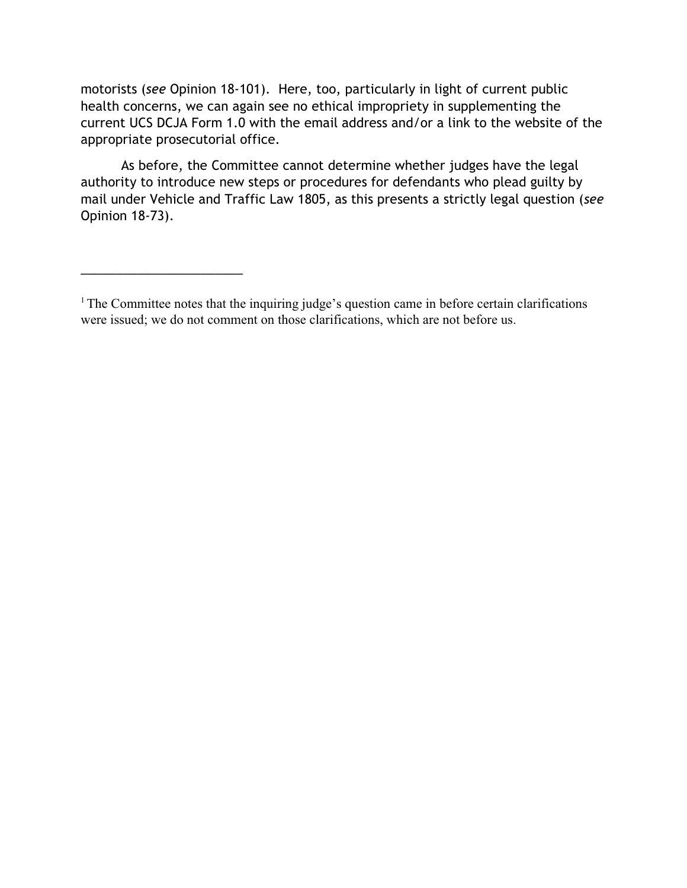motorists (*see* Opinion 18-101). Here, too, particularly in light of current public health concerns, we can again see no ethical impropriety in supplementing the current UCS DCJA Form 1.0 with the email address and/or a link to the website of the appropriate prosecutorial office.

As before, the Committee cannot determine whether judges have the legal authority to introduce new steps or procedures for defendants who plead guilty by mail under Vehicle and Traffic Law 1805, as this presents a strictly legal question (*see* Opinion 18-73).

---

[1] The Committee notes that the inquiring judge's question came in before certain clarifications were issued; we do not comment on those clarifications, which are not before us.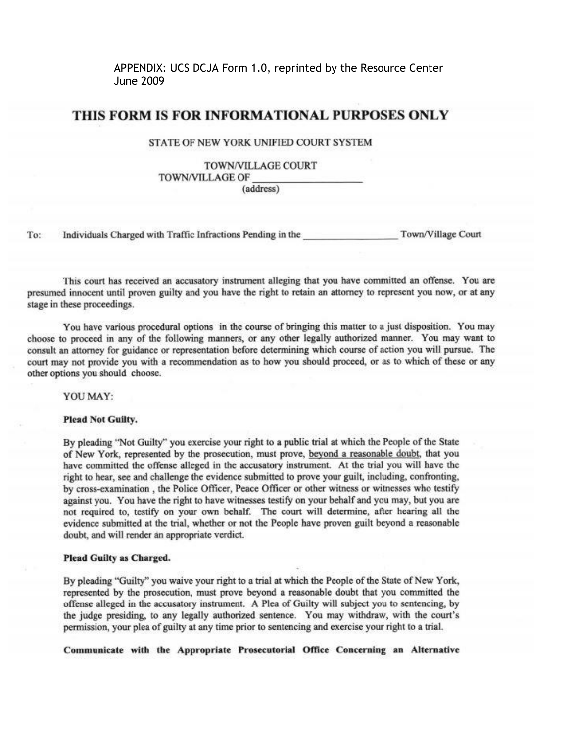APPENDIX: UCS DCJA Form 1.0, reprinted by the Resource Center
June 2009

# THIS FORM IS FOR INFORMATIONAL PURPOSES ONLY

STATE OF NEW YORK UNIFIED COURT SYSTEM

TOWN/VILLAGE COURT
TOWN/VILLAGE OF ____________________
(address)

To: Individuals Charged with Traffic Infractions Pending in the _________________ Town/Village Court

This court has received an accusatory instrument alleging that you have committed an offense. You are presumed innocent until proven guilty and you have the right to retain an attorney to represent you now, or at any stage in these proceedings.

You have various procedural options in the course of bringing this matter to a just disposition. You may choose to proceed in any of the following manners, or any other legally authorized manner. You may want to consult an attorney for guidance or representation before determining which course of action you will pursue. The court may not provide you with a recommendation as to how you should proceed, or as to which of these or any other options you should choose.

YOU MAY:

**Plead Not Guilty.**

By pleading "Not Guilty" you exercise your right to a public trial at which the People of the State of New York, represented by the prosecution, must prove, beyond a reasonable doubt, that you have committed the offense alleged in the accusatory instrument. At the trial you will have the right to hear, see and challenge the evidence submitted to prove your guilt, including, confronting, by cross-examination , the Police Officer, Peace Officer or other witness or witnesses who testify against you. You have the right to have witnesses testify on your behalf and you may, but you are not required to, testify on your own behalf. The court will determine, after hearing all the evidence submitted at the trial, whether or not the People have proven guilt beyond a reasonable doubt, and will render an appropriate verdict.

**Plead Guilty as Charged.**

By pleading "Guilty" you waive your right to a trial at which the People of the State of New York, represented by the prosecution, must prove beyond a reasonable doubt that you committed the offense alleged in the accusatory instrument. A Plea of Guilty will subject you to sentencing, by the judge presiding, to any legally authorized sentence. You may withdraw, with the court's permission, your plea of guilty at any time prior to sentencing and exercise your right to a trial.

**Communicate with the Appropriate Prosecutorial Office Concerning an Alternative**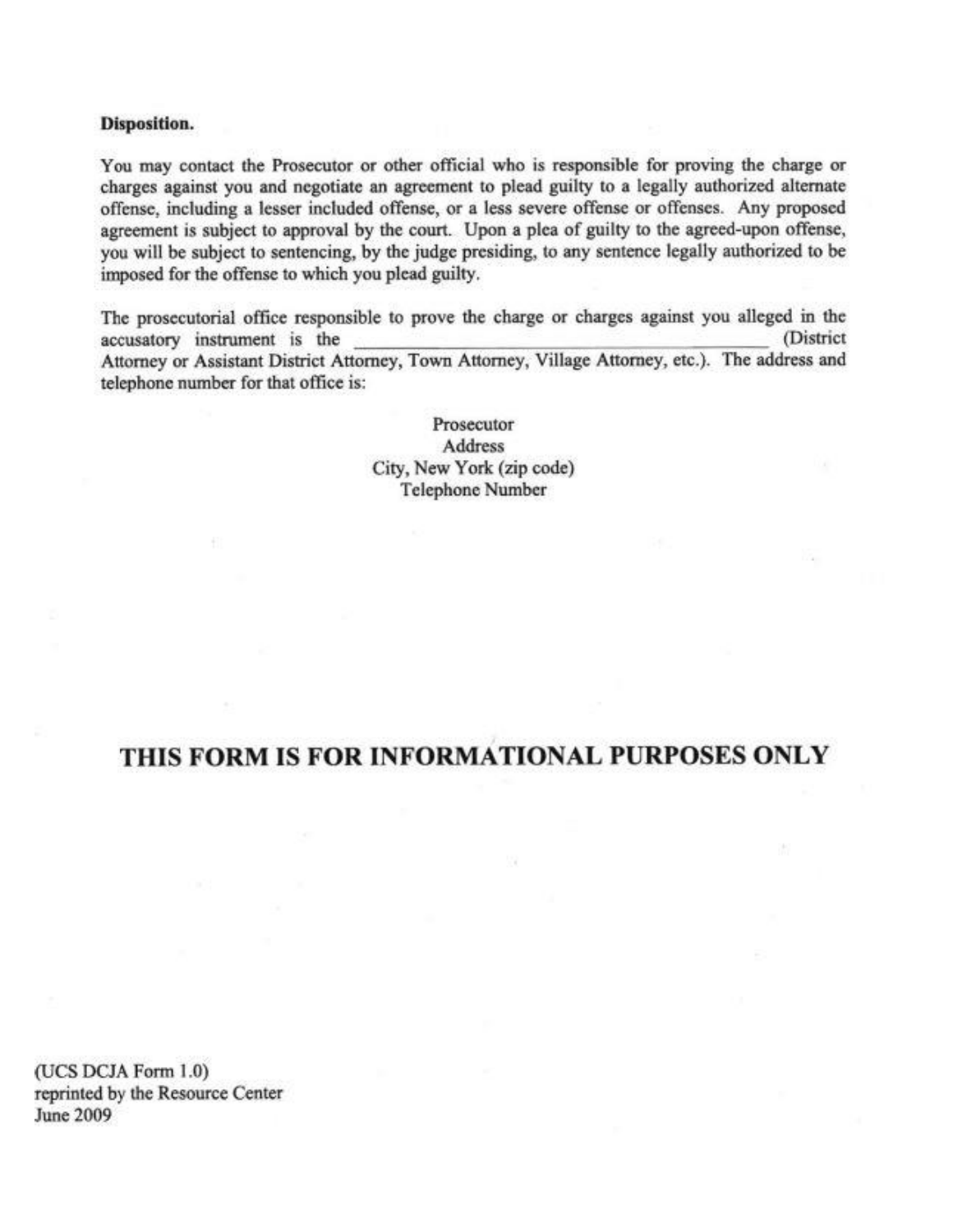**Disposition.**

You may contact the Prosecutor or other official who is responsible for proving the charge or charges against you and negotiate an agreement to plead guilty to a legally authorized alternate offense, including a lesser included offense, or a less severe offense or offenses. Any proposed agreement is subject to approval by the court. Upon a plea of guilty to the agreed-upon offense, you will be subject to sentencing, by the judge presiding, to any sentence legally authorized to be imposed for the offense to which you plead guilty.

The prosecutorial office responsible to prove the charge or charges against you alleged in the accusatory instrument is the ______________________________________ (District Attorney or Assistant District Attorney, Town Attorney, Village Attorney, etc.). The address and telephone number for that office is:

Prosecutor
Address
City, New York (zip code)
Telephone Number

## THIS FORM IS FOR INFORMATIONAL PURPOSES ONLY

(UCS DCJA Form 1.0)
reprinted by the Resource Center
June 2009